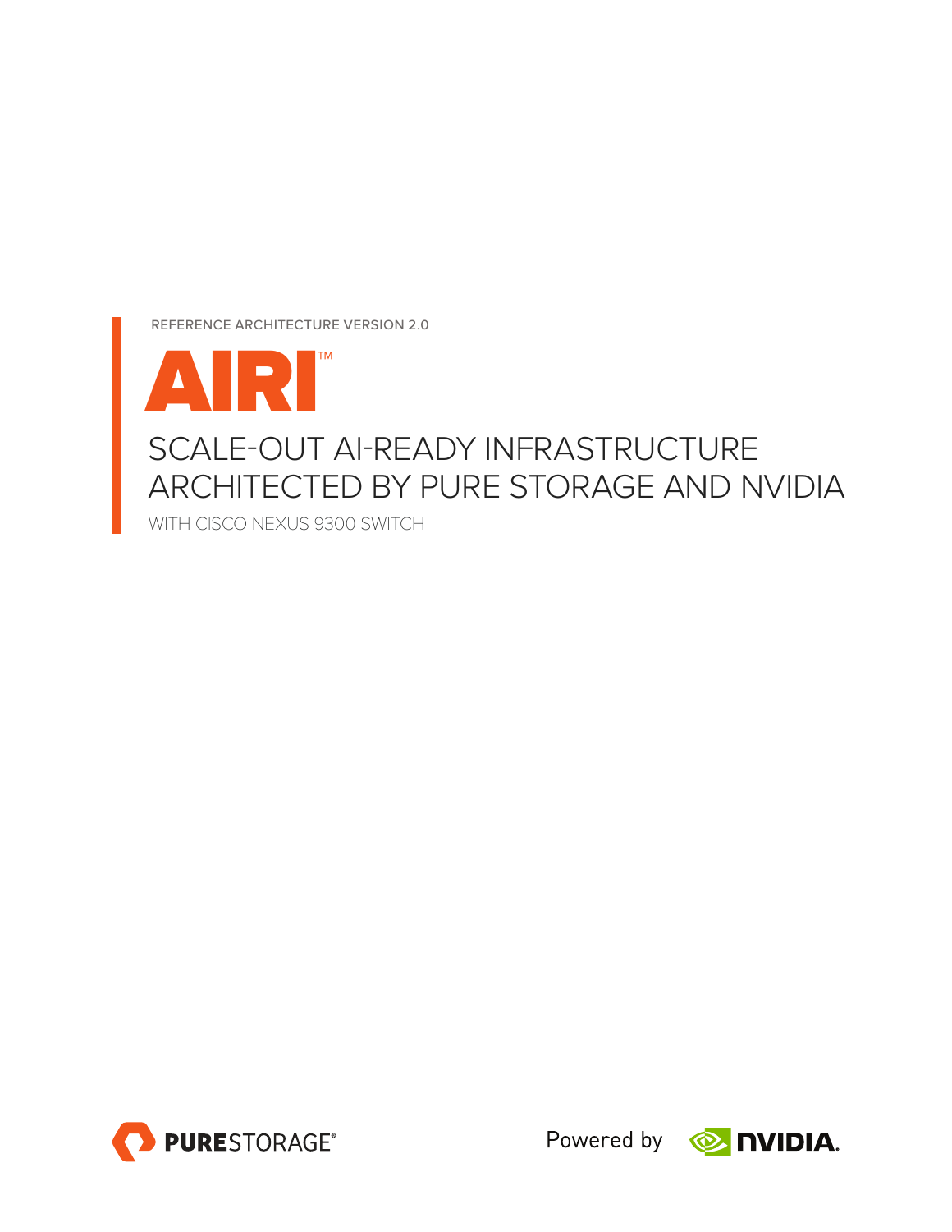REFERENCE ARCHITECTURE VERSION 2.0

# AIRI™

## SCALE-OUT AI-READY INFRASTRUCTURE ARCHITECTED BY PURE STORAGE AND NVIDIA

WITH CISCO NEXUS 9300 SWITCH

PURESTORAGE®

Powered by NVIDIA.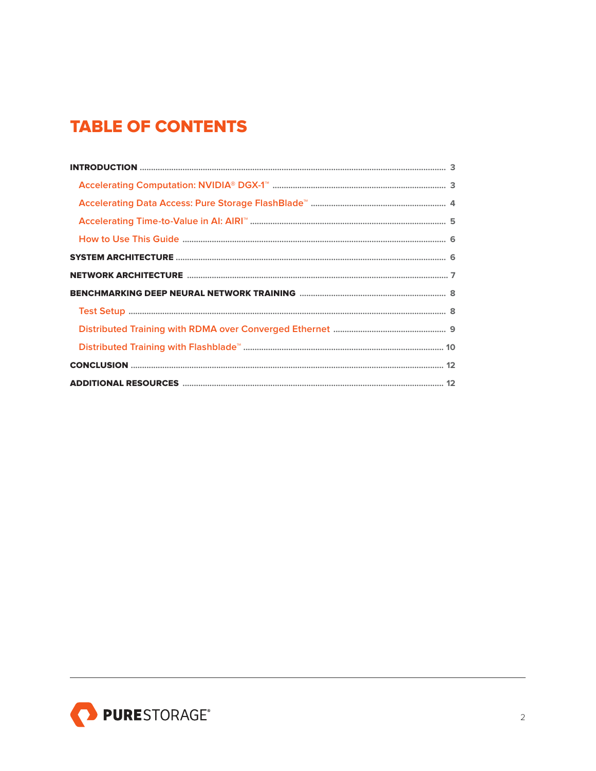# TABLE OF CONTENTS

**INTRODUCTION** ..... 3

- Accelerating Computation: NVIDIA® DGX-1™ ..... 3
- Accelerating Data Access: Pure Storage FlashBlade™ ..... 4
- Accelerating Time-to-Value in AI: AIRI™ ..... 5
- How to Use This Guide ..... 6

**SYSTEM ARCHITECTURE** ..... 6

**NETWORK ARCHITECTURE** ..... 7

**BENCHMARKING DEEP NEURAL NETWORK TRAINING** ..... 8

- Test Setup ..... 8
- Distributed Training with RDMA over Converged Ethernet ..... 9
- Distributed Training with Flashblade™ ..... 10

**CONCLUSION** ..... 12

**ADDITIONAL RESOURCES** ..... 12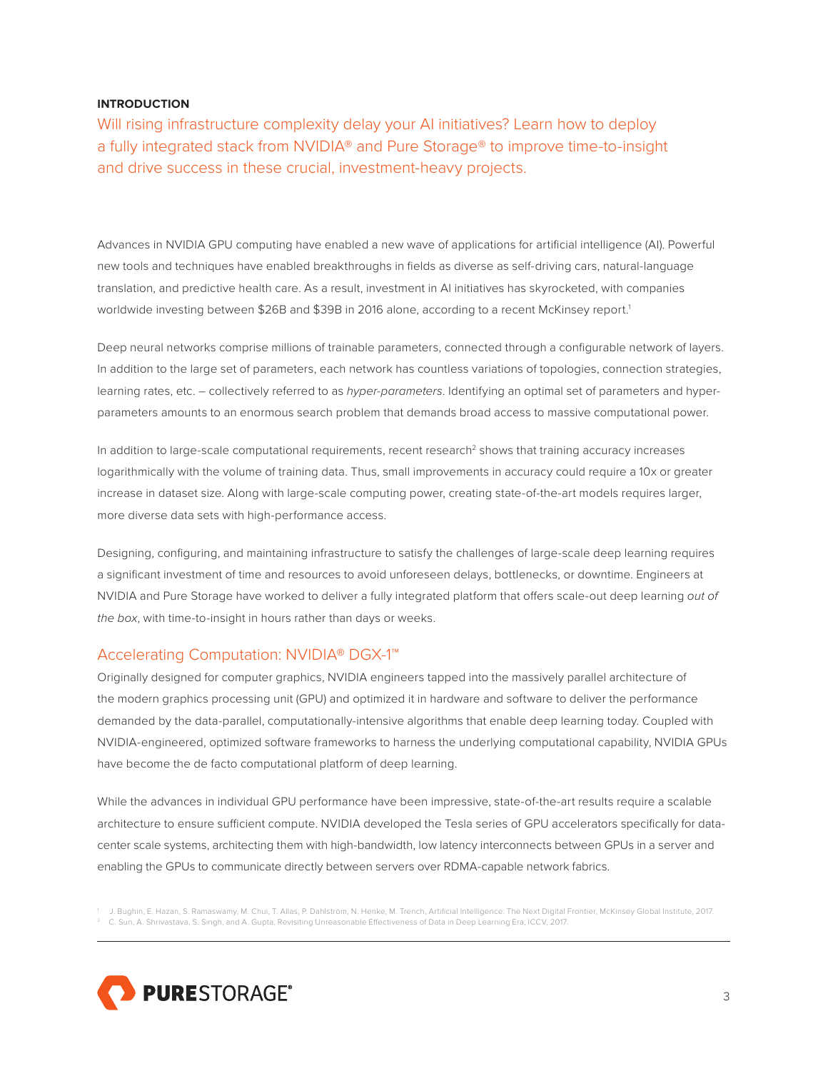**INTRODUCTION**

## Will rising infrastructure complexity delay your AI initiatives? Learn how to deploy a fully integrated stack from NVIDIA® and Pure Storage® to improve time-to-insight and drive success in these crucial, investment-heavy projects.

Advances in NVIDIA GPU computing have enabled a new wave of applications for artificial intelligence (AI). Powerful new tools and techniques have enabled breakthroughs in fields as diverse as self-driving cars, natural-language translation, and predictive health care. As a result, investment in AI initiatives has skyrocketed, with companies worldwide investing between $26B and $39B in 2016 alone, according to a recent McKinsey report.[1]

Deep neural networks comprise millions of trainable parameters, connected through a configurable network of layers. In addition to the large set of parameters, each network has countless variations of topologies, connection strategies, learning rates, etc. – collectively referred to as *hyper-parameters*. Identifying an optimal set of parameters and hyper-parameters amounts to an enormous search problem that demands broad access to massive computational power.

In addition to large-scale computational requirements, recent research[2] shows that training accuracy increases logarithmically with the volume of training data. Thus, small improvements in accuracy could require a 10x or greater increase in dataset size. Along with large-scale computing power, creating state-of-the-art models requires larger, more diverse data sets with high-performance access.

Designing, configuring, and maintaining infrastructure to satisfy the challenges of large-scale deep learning requires a significant investment of time and resources to avoid unforeseen delays, bottlenecks, or downtime. Engineers at NVIDIA and Pure Storage have worked to deliver a fully integrated platform that offers scale-out deep learning *out of the box*, with time-to-insight in hours rather than days or weeks.

## Accelerating Computation: NVIDIA® DGX-1™

Originally designed for computer graphics, NVIDIA engineers tapped into the massively parallel architecture of the modern graphics processing unit (GPU) and optimized it in hardware and software to deliver the performance demanded by the data-parallel, computationally-intensive algorithms that enable deep learning today. Coupled with NVIDIA-engineered, optimized software frameworks to harness the underlying computational capability, NVIDIA GPUs have become the de facto computational platform of deep learning.

While the advances in individual GPU performance have been impressive, state-of-the-art results require a scalable architecture to ensure sufficient compute. NVIDIA developed the Tesla series of GPU accelerators specifically for data-center scale systems, architecting them with high-bandwidth, low latency interconnects between GPUs in a server and enabling the GPUs to communicate directly between servers over RDMA-capable network fabrics.

[1] J. Bughin, E. Hazan, S. Ramaswamy, M. Chui, T. Allas, P. Dahlström, N. Henke, M. Trench, Artificial Intelligence: The Next Digital Frontier, McKinsey Global Institute, 2017.

[2] C. Sun, A. Shrivastava, S. Singh, and A. Gupta, Revisiting Unreasonable Effectiveness of Data in Deep Learning Era, ICCV, 2017.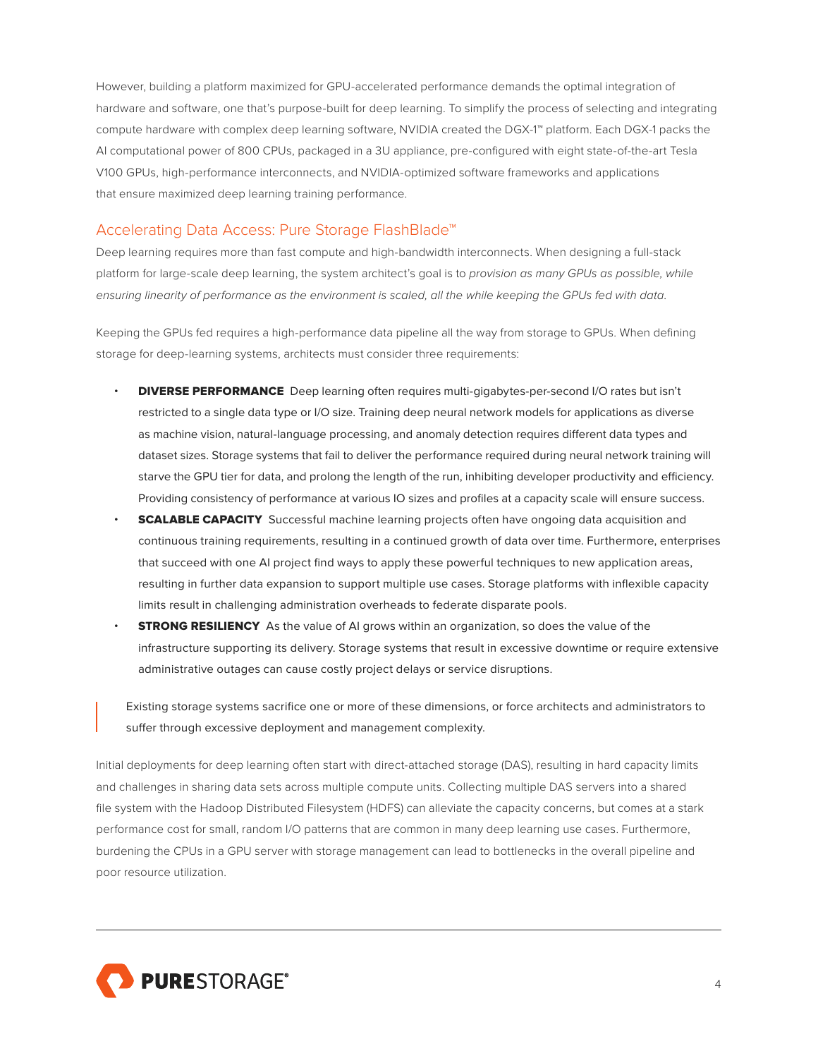However, building a platform maximized for GPU-accelerated performance demands the optimal integration of hardware and software, one that's purpose-built for deep learning. To simplify the process of selecting and integrating compute hardware with complex deep learning software, NVIDIA created the DGX-1™ platform. Each DGX-1 packs the AI computational power of 800 CPUs, packaged in a 3U appliance, pre-configured with eight state-of-the-art Tesla V100 GPUs, high-performance interconnects, and NVIDIA-optimized software frameworks and applications that ensure maximized deep learning training performance.

## Accelerating Data Access: Pure Storage FlashBlade™

Deep learning requires more than fast compute and high-bandwidth interconnects. When designing a full-stack platform for large-scale deep learning, the system architect's goal is to *provision as many GPUs as possible, while ensuring linearity of performance as the environment is scaled, all the while keeping the GPUs fed with data.*

Keeping the GPUs fed requires a high-performance data pipeline all the way from storage to GPUs. When defining storage for deep-learning systems, architects must consider three requirements:

- **DIVERSE PERFORMANCE** Deep learning often requires multi-gigabytes-per-second I/O rates but isn't restricted to a single data type or I/O size. Training deep neural network models for applications as diverse as machine vision, natural-language processing, and anomaly detection requires different data types and dataset sizes. Storage systems that fail to deliver the performance required during neural network training will starve the GPU tier for data, and prolong the length of the run, inhibiting developer productivity and efficiency. Providing consistency of performance at various IO sizes and profiles at a capacity scale will ensure success.
- **SCALABLE CAPACITY** Successful machine learning projects often have ongoing data acquisition and continuous training requirements, resulting in a continued growth of data over time. Furthermore, enterprises that succeed with one AI project find ways to apply these powerful techniques to new application areas, resulting in further data expansion to support multiple use cases. Storage platforms with inflexible capacity limits result in challenging administration overheads to federate disparate pools.
- **STRONG RESILIENCY** As the value of AI grows within an organization, so does the value of the infrastructure supporting its delivery. Storage systems that result in excessive downtime or require extensive administrative outages can cause costly project delays or service disruptions.

> Existing storage systems sacrifice one or more of these dimensions, or force architects and administrators to suffer through excessive deployment and management complexity.

Initial deployments for deep learning often start with direct-attached storage (DAS), resulting in hard capacity limits and challenges in sharing data sets across multiple compute units. Collecting multiple DAS servers into a shared file system with the Hadoop Distributed Filesystem (HDFS) can alleviate the capacity concerns, but comes at a stark performance cost for small, random I/O patterns that are common in many deep learning use cases. Furthermore, burdening the CPUs in a GPU server with storage management can lead to bottlenecks in the overall pipeline and poor resource utilization.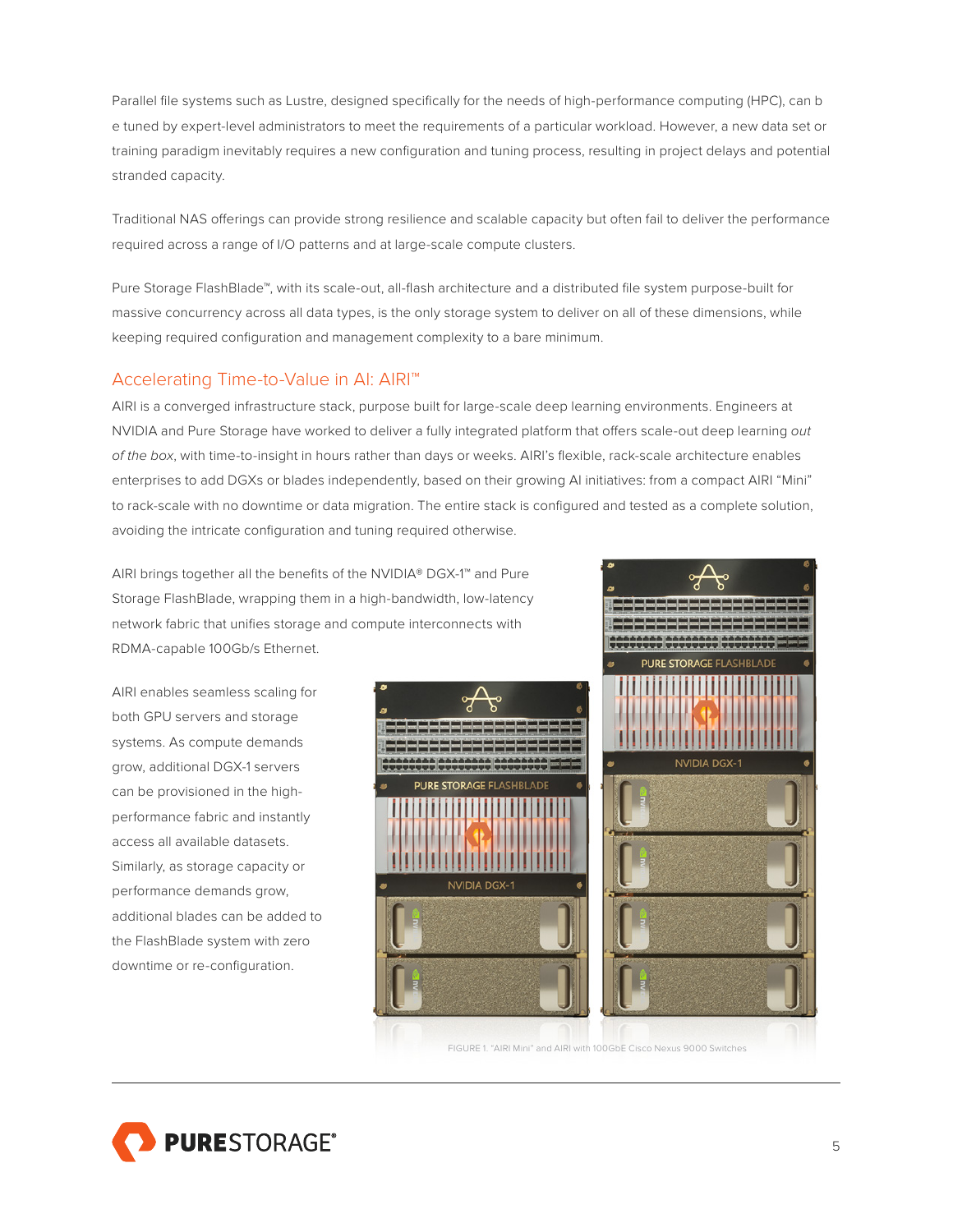Parallel file systems such as Lustre, designed specifically for the needs of high-performance computing (HPC), can b e tuned by expert-level administrators to meet the requirements of a particular workload. However, a new data set or training paradigm inevitably requires a new configuration and tuning process, resulting in project delays and potential stranded capacity.

Traditional NAS offerings can provide strong resilience and scalable capacity but often fail to deliver the performance required across a range of I/O patterns and at large-scale compute clusters.

Pure Storage FlashBlade™, with its scale-out, all-flash architecture and a distributed file system purpose-built for massive concurrency across all data types, is the only storage system to deliver on all of these dimensions, while keeping required configuration and management complexity to a bare minimum.

## Accelerating Time-to-Value in AI: AIRI™

AIRI is a converged infrastructure stack, purpose built for large-scale deep learning environments. Engineers at NVIDIA and Pure Storage have worked to deliver a fully integrated platform that offers scale-out deep learning *out of the box*, with time-to-insight in hours rather than days or weeks. AIRI's flexible, rack-scale architecture enables enterprises to add DGXs or blades independently, based on their growing AI initiatives: from a compact AIRI "Mini" to rack-scale with no downtime or data migration. The entire stack is configured and tested as a complete solution, avoiding the intricate configuration and tuning required otherwise.

AIRI brings together all the benefits of the NVIDIA® DGX-1™ and Pure Storage FlashBlade, wrapping them in a high-bandwidth, low-latency network fabric that unifies storage and compute interconnects with RDMA-capable 100Gb/s Ethernet.

AIRI enables seamless scaling for both GPU servers and storage systems. As compute demands grow, additional DGX-1 servers can be provisioned in the high-performance fabric and instantly access all available datasets. Similarly, as storage capacity or performance demands grow, additional blades can be added to the FlashBlade system with zero downtime or re-configuration.

FIGURE 1: "AIRI Mini" and AIRI with 100GbE Cisco Nexus 9000 Switches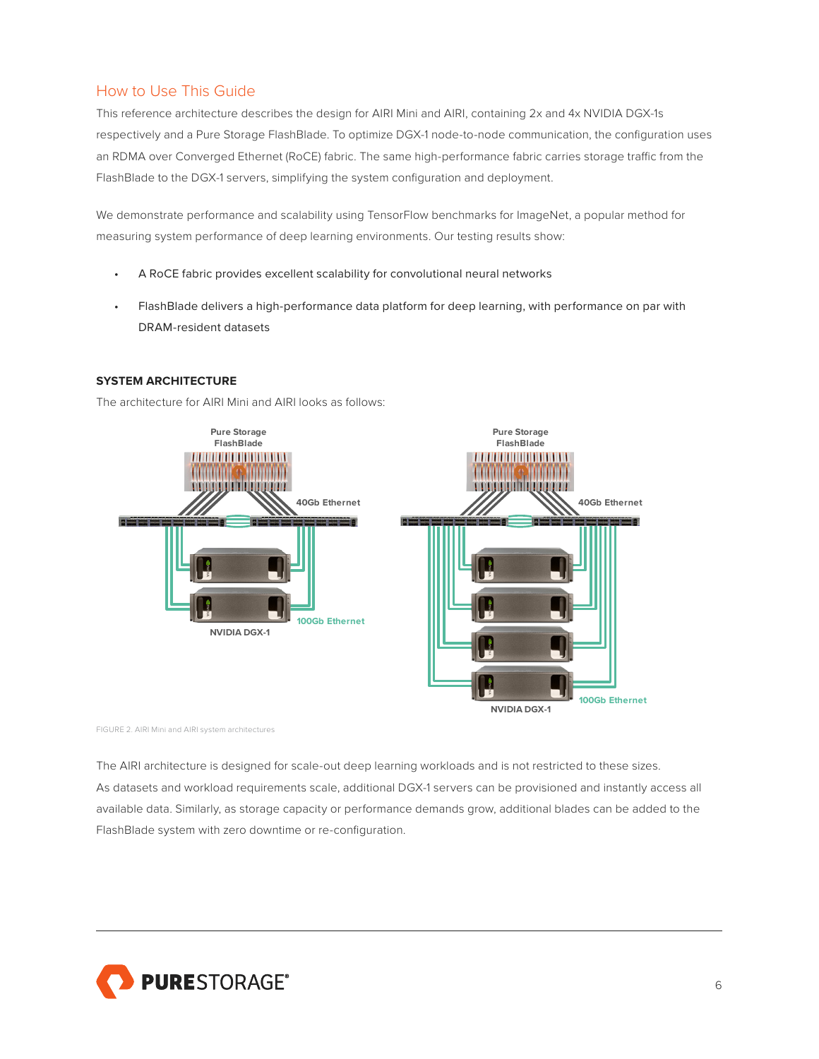## How to Use This Guide

This reference architecture describes the design for AIRI Mini and AIRI, containing 2x and 4x NVIDIA DGX-1s respectively and a Pure Storage FlashBlade. To optimize DGX-1 node-to-node communication, the configuration uses an RDMA over Converged Ethernet (RoCE) fabric. The same high-performance fabric carries storage traffic from the FlashBlade to the DGX-1 servers, simplifying the system configuration and deployment.

We demonstrate performance and scalability using TensorFlow benchmarks for ImageNet, a popular method for measuring system performance of deep learning environments. Our testing results show:

- A RoCE fabric provides excellent scalability for convolutional neural networks
- FlashBlade delivers a high-performance data platform for deep learning, with performance on par with DRAM-resident datasets

### SYSTEM ARCHITECTURE

The architecture for AIRI Mini and AIRI looks as follows:

FIGURE 2. AIRI Mini and AIRI system architectures

The AIRI architecture is designed for scale-out deep learning workloads and is not restricted to these sizes. As datasets and workload requirements scale, additional DGX-1 servers can be provisioned and instantly access all available data. Similarly, as storage capacity or performance demands grow, additional blades can be added to the FlashBlade system with zero downtime or re-configuration.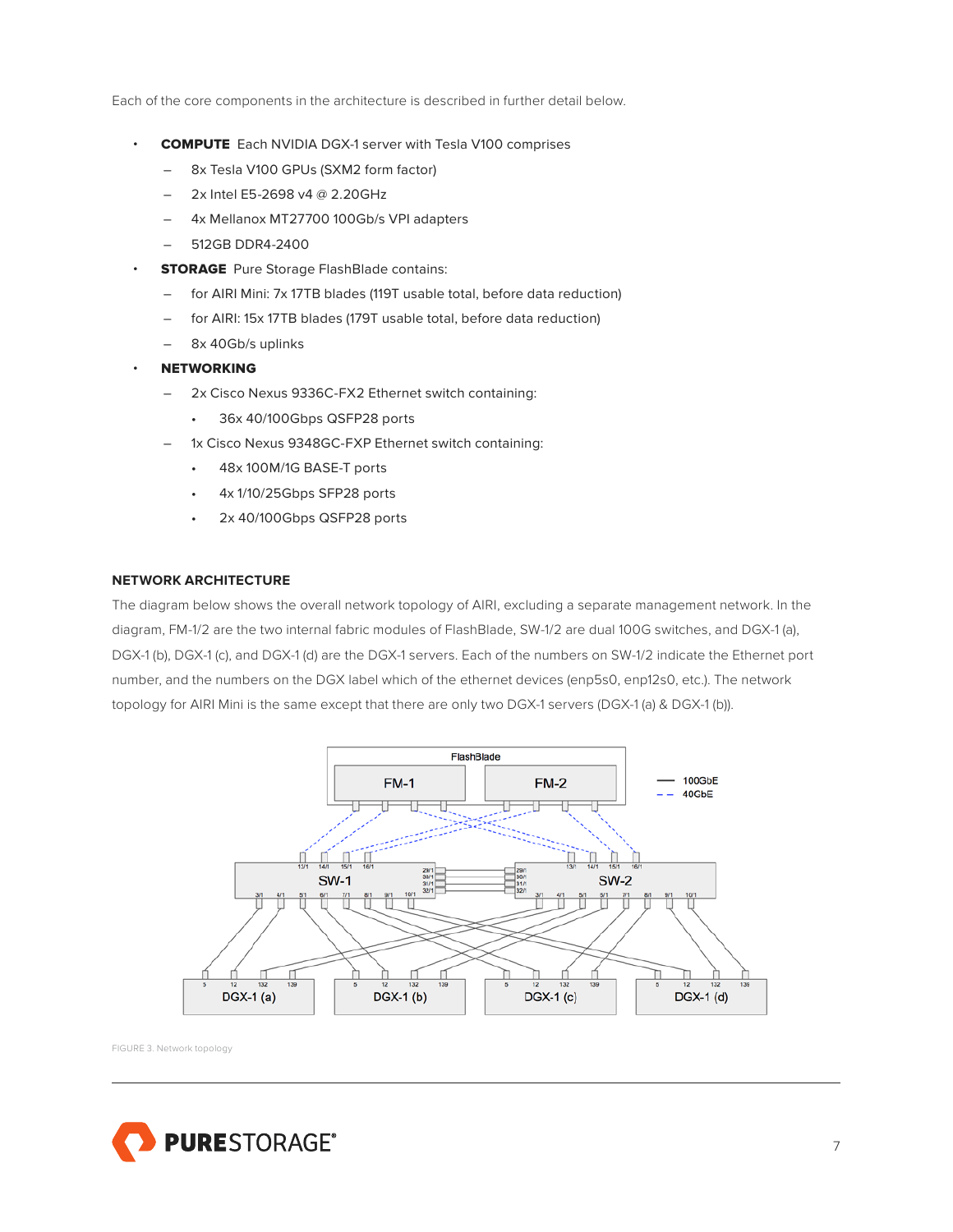Each of the core components in the architecture is described in further detail below.

- **COMPUTE** Each NVIDIA DGX-1 server with Tesla V100 comprises
  - 8x Tesla V100 GPUs (SXM2 form factor)
  - 2x Intel E5-2698 v4 @ 2.20GHz
  - 4x Mellanox MT27700 100Gb/s VPI adapters
  - 512GB DDR4-2400
- **STORAGE** Pure Storage FlashBlade contains:
  - for AIRI Mini: 7x 17TB blades (119T usable total, before data reduction)
  - for AIRI: 15x 17TB blades (179T usable total, before data reduction)
  - 8x 40Gb/s uplinks
- **NETWORKING**
  - 2x Cisco Nexus 9336C-FX2 Ethernet switch containing:
    - 36x 40/100Gbps QSFP28 ports
  - 1x Cisco Nexus 9348GC-FXP Ethernet switch containing:
    - 48x 100M/1G BASE-T ports
    - 4x 1/10/25Gbps SFP28 ports
    - 2x 40/100Gbps QSFP28 ports

### NETWORK ARCHITECTURE

The diagram below shows the overall network topology of AIRI, excluding a separate management network. In the diagram, FM-1/2 are the two internal fabric modules of FlashBlade, SW-1/2 are dual 100G switches, and DGX-1 (a), DGX-1 (b), DGX-1 (c), and DGX-1 (d) are the DGX-1 servers. Each of the numbers on SW-1/2 indicate the Ethernet port number, and the numbers on the DGX label which of the ethernet devices (enp5s0, enp12s0, etc.). The network topology for AIRI Mini is the same except that there are only two DGX-1 servers (DGX-1 (a) & DGX-1 (b)).

FIGURE 3. Network topology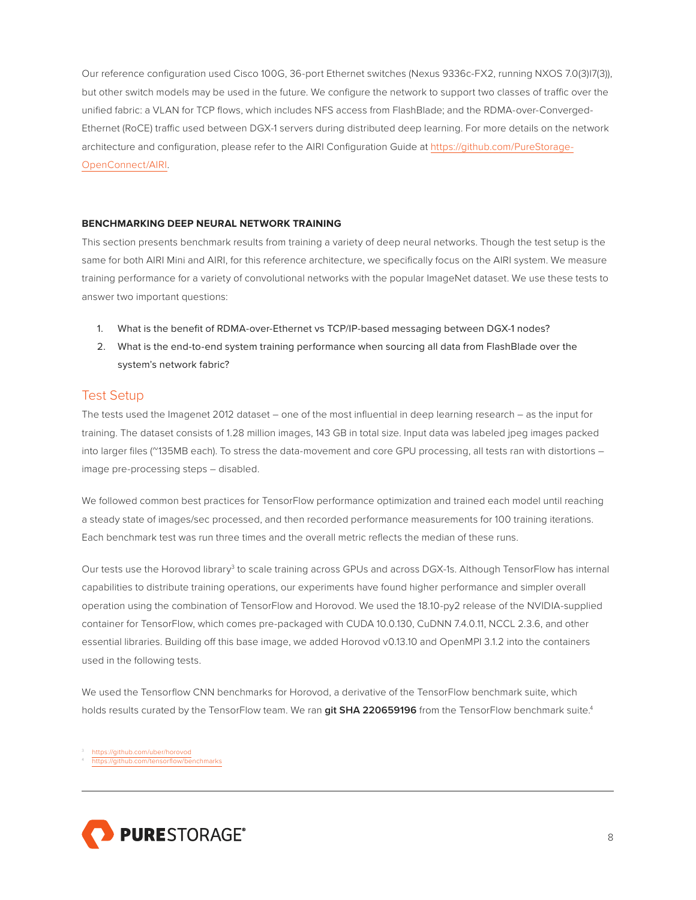Our reference configuration used Cisco 100G, 36-port Ethernet switches (Nexus 9336c-FX2, running NXOS 7.0(3)I7(3)), but other switch models may be used in the future. We configure the network to support two classes of traffic over the unified fabric: a VLAN for TCP flows, which includes NFS access from FlashBlade; and the RDMA-over-Converged-Ethernet (RoCE) traffic used between DGX-1 servers during distributed deep learning. For more details on the network architecture and configuration, please refer to the AIRI Configuration Guide at [https://github.com/PureStorage-OpenConnect/AIRI](https://github.com/PureStorage-OpenConnect/AIRI).

## BENCHMARKING DEEP NEURAL NETWORK TRAINING

This section presents benchmark results from training a variety of deep neural networks. Though the test setup is the same for both AIRI Mini and AIRI, for this reference architecture, we specifically focus on the AIRI system. We measure training performance for a variety of convolutional networks with the popular ImageNet dataset. We use these tests to answer two important questions:

1. What is the benefit of RDMA-over-Ethernet vs TCP/IP-based messaging between DGX-1 nodes?
2. What is the end-to-end system training performance when sourcing all data from FlashBlade over the system's network fabric?

### Test Setup

The tests used the Imagenet 2012 dataset – one of the most influential in deep learning research – as the input for training. The dataset consists of 1.28 million images, 143 GB in total size. Input data was labeled jpeg images packed into larger files (~135MB each). To stress the data-movement and core GPU processing, all tests ran with distortions – image pre-processing steps – disabled.

We followed common best practices for TensorFlow performance optimization and trained each model until reaching a steady state of images/sec processed, and then recorded performance measurements for 100 training iterations. Each benchmark test was run three times and the overall metric reflects the median of these runs.

Our tests use the Horovod library[3] to scale training across GPUs and across DGX-1s. Although TensorFlow has internal capabilities to distribute training operations, our experiments have found higher performance and simpler overall operation using the combination of TensorFlow and Horovod. We used the 18.10-py2 release of the NVIDIA-supplied container for TensorFlow, which comes pre-packaged with CUDA 10.0.130, CuDNN 7.4.0.11, NCCL 2.3.6, and other essential libraries. Building off this base image, we added Horovod v0.13.10 and OpenMPI 3.1.2 into the containers used in the following tests.

We used the Tensorflow CNN benchmarks for Horovod, a derivative of the TensorFlow benchmark suite, which holds results curated by the TensorFlow team. We ran **git SHA 220659196** from the TensorFlow benchmark suite.[4]

[3] https://github.com/uber/horovod
[4] https://github.com/tensorflow/benchmarks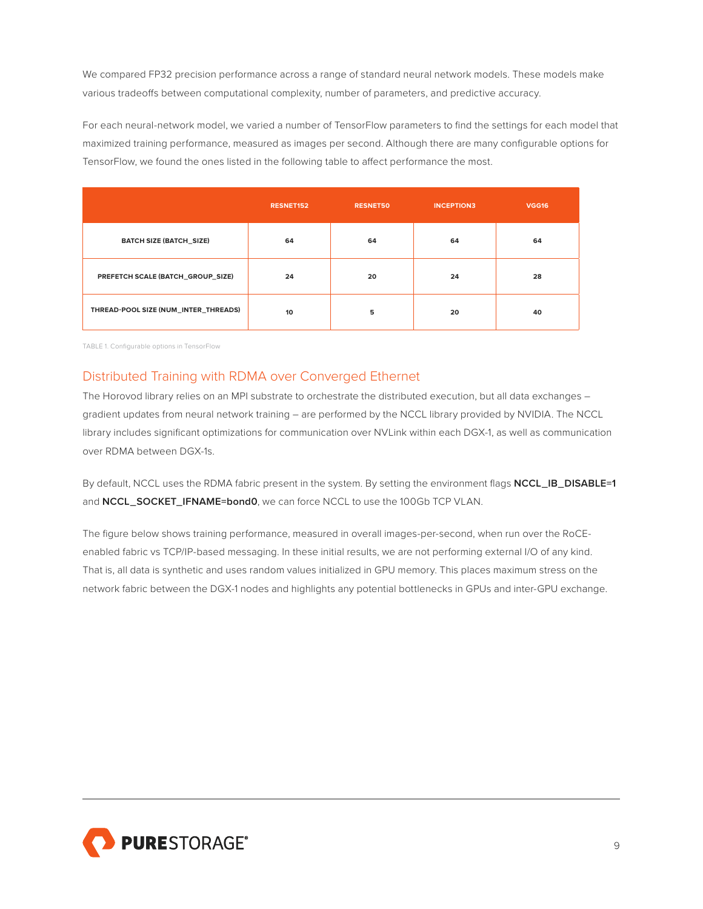We compared FP32 precision performance across a range of standard neural network models. These models make various tradeoffs between computational complexity, number of parameters, and predictive accuracy.

For each neural-network model, we varied a number of TensorFlow parameters to find the settings for each model that maximized training performance, measured as images per second. Although there are many configurable options for TensorFlow, we found the ones listed in the following table to affect performance the most.

| | RESNET152 | RESNET50 | INCEPTION3 | VGG16 |
|---|---|---|---|---|
| BATCH SIZE (BATCH_SIZE) | 64 | 64 | 64 | 64 |
| PREFETCH SCALE (BATCH_GROUP_SIZE) | 24 | 20 | 24 | 28 |
| THREAD-POOL SIZE (NUM_INTER_THREADS) | 10 | 5 | 20 | 40 |

TABLE 1. Configurable options in TensorFlow

## Distributed Training with RDMA over Converged Ethernet

The Horovod library relies on an MPI substrate to orchestrate the distributed execution, but all data exchanges – gradient updates from neural network training – are performed by the NCCL library provided by NVIDIA. The NCCL library includes significant optimizations for communication over NVLink within each DGX-1, as well as communication over RDMA between DGX-1s.

By default, NCCL uses the RDMA fabric present in the system. By setting the environment flags **NCCL_IB_DISABLE=1** and **NCCL_SOCKET_IFNAME=bond0**, we can force NCCL to use the 100Gb TCP VLAN.

The figure below shows training performance, measured in overall images-per-second, when run over the RoCE-enabled fabric vs TCP/IP-based messaging. In these initial results, we are not performing external I/O of any kind. That is, all data is synthetic and uses random values initialized in GPU memory. This places maximum stress on the network fabric between the DGX-1 nodes and highlights any potential bottlenecks in GPUs and inter-GPU exchange.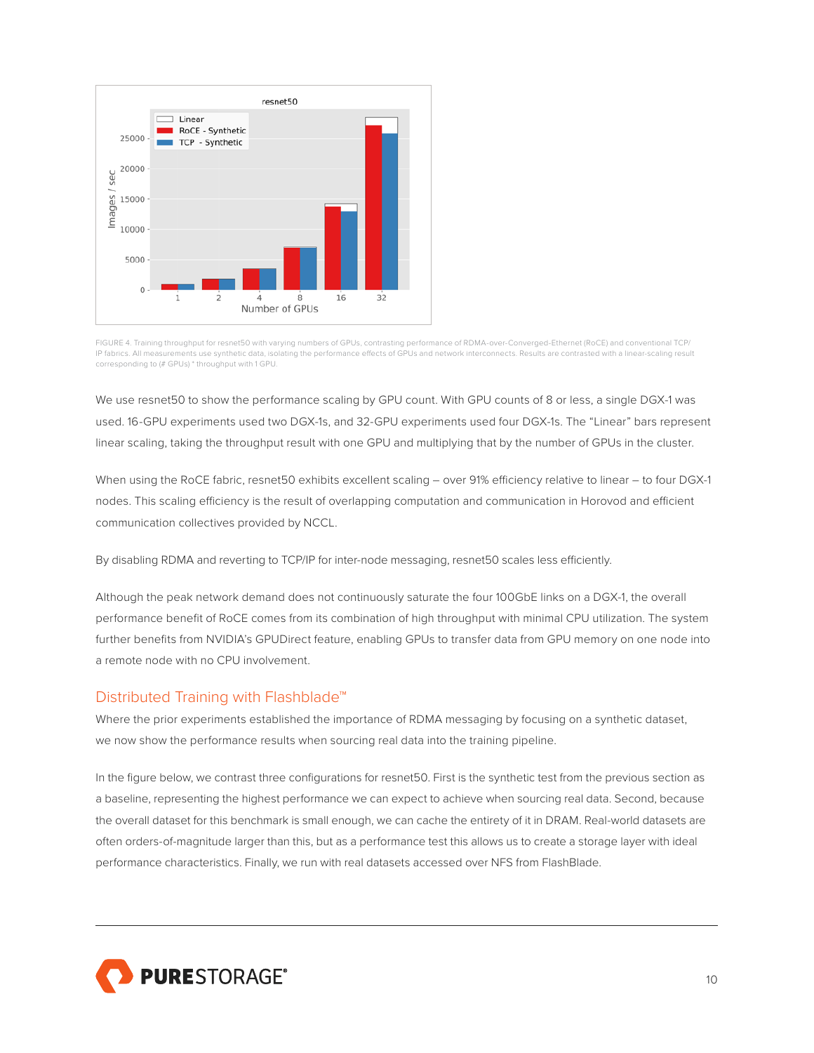FIGURE 4. Training throughput for resnet50 with varying numbers of GPUs, contrasting performance of RDMA-over-Converged-Ethernet (RoCE) and conventional TCP/IP fabrics. All measurements use synthetic data, isolating the performance effects of GPUs and network interconnects. Results are contrasted with a linear-scaling result corresponding to (# GPUs) * throughput with 1 GPU.

We use resnet50 to show the performance scaling by GPU count. With GPU counts of 8 or less, a single DGX-1 was used. 16-GPU experiments used two DGX-1s, and 32-GPU experiments used four DGX-1s. The "Linear" bars represent linear scaling, taking the throughput result with one GPU and multiplying that by the number of GPUs in the cluster.

When using the RoCE fabric, resnet50 exhibits excellent scaling – over 91% efficiency relative to linear – to four DGX-1 nodes. This scaling efficiency is the result of overlapping computation and communication in Horovod and efficient communication collectives provided by NCCL.

By disabling RDMA and reverting to TCP/IP for inter-node messaging, resnet50 scales less efficiently.

Although the peak network demand does not continuously saturate the four 100GbE links on a DGX-1, the overall performance benefit of RoCE comes from its combination of high throughput with minimal CPU utilization. The system further benefits from NVIDIA's GPUDirect feature, enabling GPUs to transfer data from GPU memory on one node into a remote node with no CPU involvement.

## Distributed Training with Flashblade™

Where the prior experiments established the importance of RDMA messaging by focusing on a synthetic dataset, we now show the performance results when sourcing real data into the training pipeline.

In the figure below, we contrast three configurations for resnet50. First is the synthetic test from the previous section as a baseline, representing the highest performance we can expect to achieve when sourcing real data. Second, because the overall dataset for this benchmark is small enough, we can cache the entirety of it in DRAM. Real-world datasets are often orders-of-magnitude larger than this, but as a performance test this allows us to create a storage layer with ideal performance characteristics. Finally, we run with real datasets accessed over NFS from FlashBlade.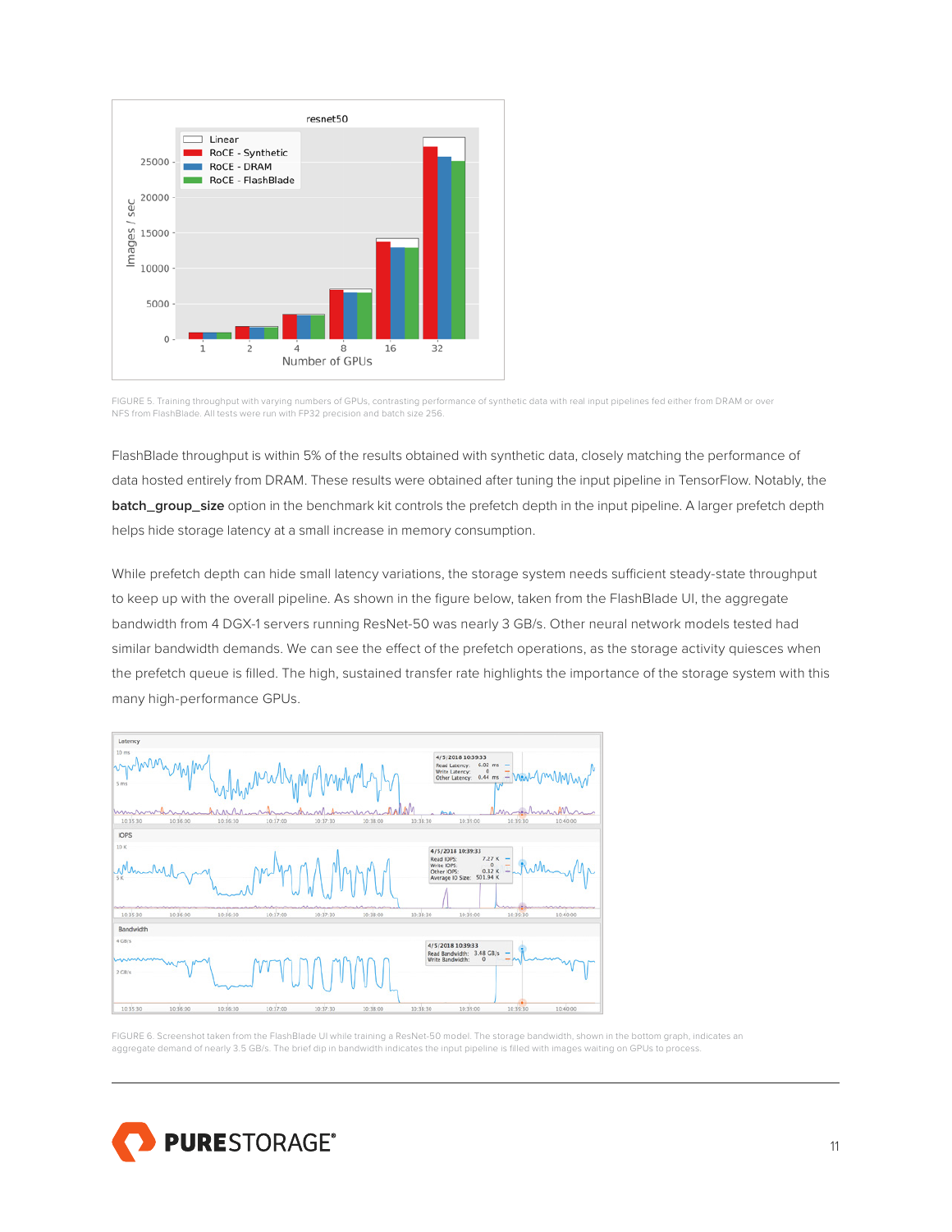FIGURE 5. Training throughput with varying numbers of GPUs, contrasting performance of synthetic data with real input pipelines fed either from DRAM or over NFS from FlashBlade. All tests were run with FP32 precision and batch size 256.

FlashBlade throughput is within 5% of the results obtained with synthetic data, closely matching the performance of data hosted entirely from DRAM. These results were obtained after tuning the input pipeline in TensorFlow. Notably, the **batch_group_size** option in the benchmark kit controls the prefetch depth in the input pipeline. A larger prefetch depth helps hide storage latency at a small increase in memory consumption.

While prefetch depth can hide small latency variations, the storage system needs sufficient steady-state throughput to keep up with the overall pipeline. As shown in the figure below, taken from the FlashBlade UI, the aggregate bandwidth from 4 DGX-1 servers running ResNet-50 was nearly 3 GB/s. Other neural network models tested had similar bandwidth demands. We can see the effect of the prefetch operations, as the storage activity quiesces when the prefetch queue is filled. The high, sustained transfer rate highlights the importance of the storage system with this many high-performance GPUs.

FIGURE 6. Screenshot taken from the FlashBlade UI while training a ResNet-50 model. The storage bandwidth, shown in the bottom graph, indicates an aggregate demand of nearly 3.5 GB/s. The brief dip in bandwidth indicates the input pipeline is filled with images waiting on GPUs to process.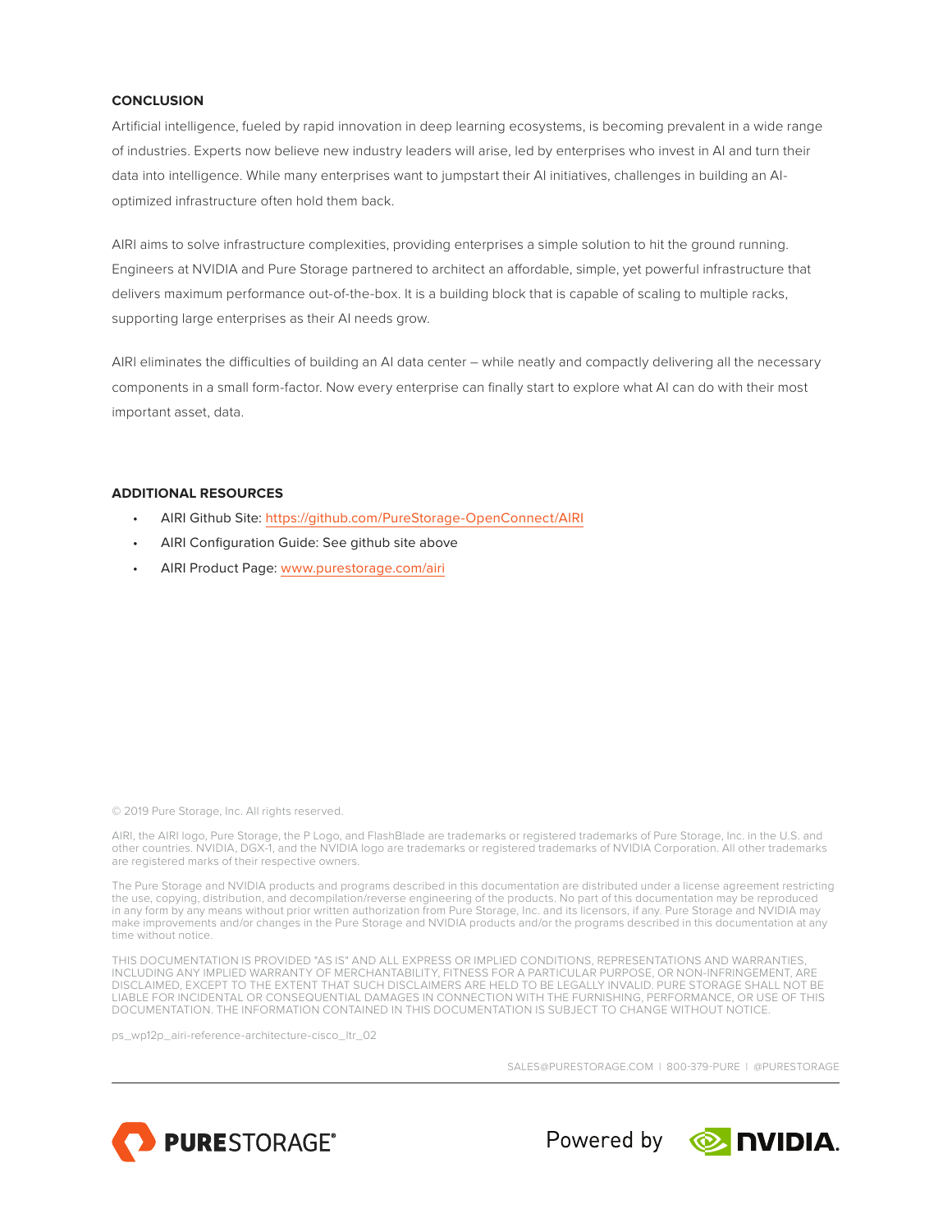## CONCLUSION

Artificial intelligence, fueled by rapid innovation in deep learning ecosystems, is becoming prevalent in a wide range of industries. Experts now believe new industry leaders will arise, led by enterprises who invest in AI and turn their data into intelligence. While many enterprises want to jumpstart their AI initiatives, challenges in building an AI-optimized infrastructure often hold them back.

AIRI aims to solve infrastructure complexities, providing enterprises a simple solution to hit the ground running. Engineers at NVIDIA and Pure Storage partnered to architect an affordable, simple, yet powerful infrastructure that delivers maximum performance out-of-the-box. It is a building block that is capable of scaling to multiple racks, supporting large enterprises as their AI needs grow.

AIRI eliminates the difficulties of building an AI data center – while neatly and compactly delivering all the necessary components in a small form-factor. Now every enterprise can finally start to explore what AI can do with their most important asset, data.

## ADDITIONAL RESOURCES

- AIRI Github Site: https://github.com/PureStorage-OpenConnect/AIRI
- AIRI Configuration Guide: See github site above
- AIRI Product Page: www.purestorage.com/airi

© 2019 Pure Storage, Inc. All rights reserved.

AIRI, the AIRI logo, Pure Storage, the P Logo, and FlashBlade are trademarks or registered trademarks of Pure Storage, Inc. in the U.S. and other countries. NVIDIA, DGX-1, and the NVIDIA logo are trademarks or registered trademarks of NVIDIA Corporation. All other trademarks are registered marks of their respective owners.

The Pure Storage and NVIDIA products and programs described in this documentation are distributed under a license agreement restricting the use, copying, distribution, and decompilation/reverse engineering of the products. No part of this documentation may be reproduced in any form by any means without prior written authorization from Pure Storage, Inc. and its licensors, if any. Pure Storage and NVIDIA may make improvements and/or changes in the Pure Storage and NVIDIA products and/or the programs described in this documentation at any time without notice.

THIS DOCUMENTATION IS PROVIDED "AS IS" AND ALL EXPRESS OR IMPLIED CONDITIONS, REPRESENTATIONS AND WARRANTIES, INCLUDING ANY IMPLIED WARRANTY OF MERCHANTABILITY, FITNESS FOR A PARTICULAR PURPOSE, OR NON-INFRINGEMENT, ARE DISCLAIMED, EXCEPT TO THE EXTENT THAT SUCH DISCLAIMERS ARE HELD TO BE LEGALLY INVALID. PURE STORAGE SHALL NOT BE LIABLE FOR INCIDENTAL OR CONSEQUENTIAL DAMAGES IN CONNECTION WITH THE FURNISHING, PERFORMANCE, OR USE OF THIS DOCUMENTATION. THE INFORMATION CONTAINED IN THIS DOCUMENTATION IS SUBJECT TO CHANGE WITHOUT NOTICE.

ps_wp12p_airi-reference-architecture-cisco_ltr_02

SALES@PURESTORAGE.COM | 800-379-PURE | @PURESTORAGE

PURESTORAGE® Powered by NVIDIA.